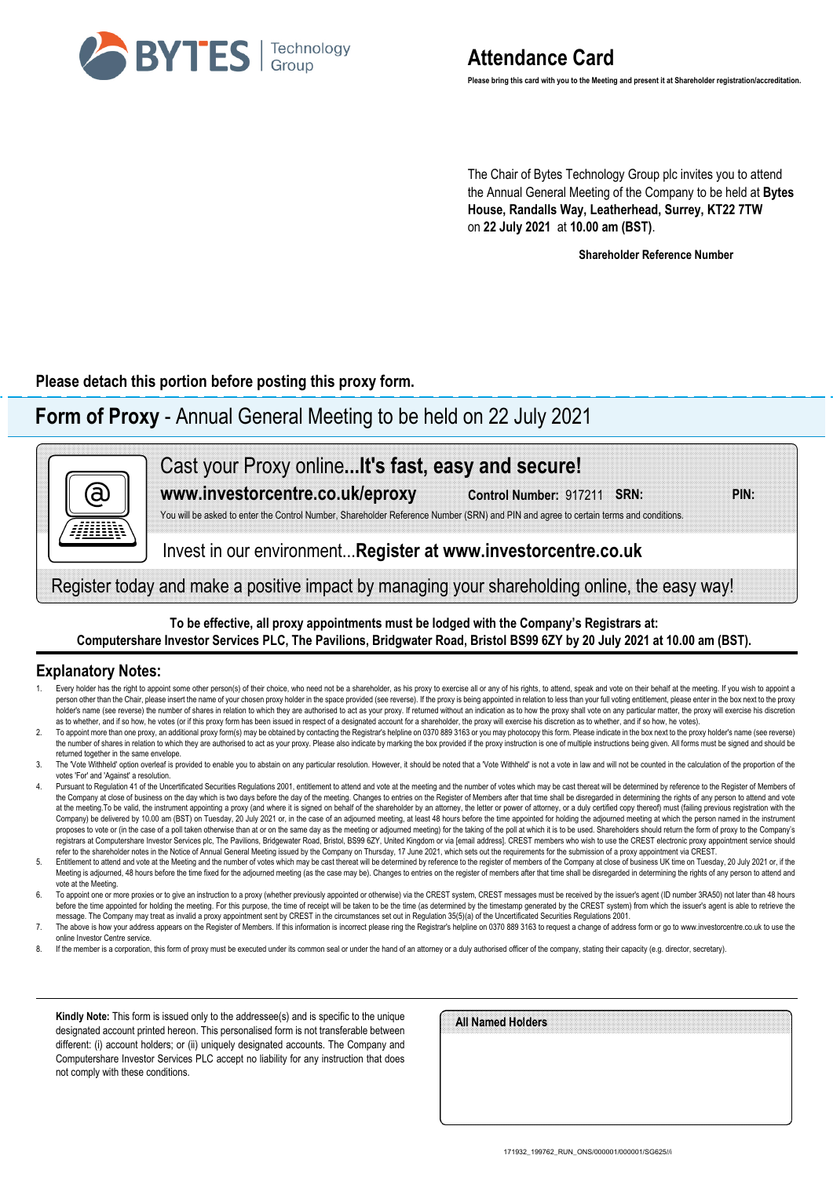BYTES Technology Group

# Attendance Card

**Please bring this card with you to the Meeting and present it at Shareholder registration/accreditation.**

The Chair of Bytes Technology Group plc invites you to attend the Annual General Meeting of the Company to be held at **Bytes House, Randalls Way, Leatherhead, Surrey, KT22 7TW** on **22 July 2021** at **10.00 am (BST)**.

**Shareholder Reference Number**

**Please detach this portion before posting this proxy form.**

## **Form of Proxy** - Annual General Meeting to be held on 22 July 2021

Cast your Proxy online...**It's fast, easy and secure!**

**www.investorcentre.co.uk/eproxy** **Control Number:** 917211 **SRN:** **PIN:**

You will be asked to enter the Control Number, Shareholder Reference Number (SRN) and PIN and agree to certain terms and conditions.

Invest in our environment...**Register at www.investorcentre.co.uk**

Register today and make a positive impact by managing your shareholding online, the easy way!

**To be effective, all proxy appointments must be lodged with the Company's Registrars at:**
**Computershare Investor Services PLC, The Pavilions, Bridgwater Road, Bristol BS99 6ZY by 20 July 2021 at 10.00 am (BST).**

## Explanatory Notes:

1. Every holder has the right to appoint some other person(s) of their choice, who need not be a shareholder, as his proxy to exercise all or any of his rights, to attend, speak and vote on their behalf at the meeting. If you wish to appoint a person other than the Chair, please insert the name of your chosen proxy holder in the space provided (see reverse). If the proxy is being appointed in relation to less than your full voting entitlement, please enter in the box next to the proxy holder's name (see reverse) the number of shares in relation to which they are authorised to act as your proxy. If returned without an indication as to how the proxy shall vote on any particular matter, the proxy will exercise his discretion as to whether, and if so how, he votes (or if this proxy form has been issued in respect of a designated account for a shareholder, the proxy will exercise his discretion as to whether, and if so how, he votes).
2. To appoint more than one proxy, an additional proxy form(s) may be obtained by contacting the Registrar's helpline on 0370 889 3163 or you may photocopy this form. Please indicate in the box next to the proxy holder's name (see reverse) the number of shares in relation to which they are authorised to act as your proxy. Please also indicate by marking the box provided if the proxy instruction is one of multiple instructions being given. All forms must be signed and should be returned together in the same envelope.
3. The 'Vote Withheld' option overleaf is provided to enable you to abstain on any particular resolution. However, it should be noted that a 'Vote Withheld' is not a vote in law and will not be counted in the calculation of the proportion of the votes 'For' and 'Against' a resolution.
4. Pursuant to Regulation 41 of the Uncertificated Securities Regulations 2001, entitlement to attend and vote at the meeting and the number of votes which may be cast thereat will be determined by reference to the Register of Members of the Company at close of business on the day which is two days before the day of the meeting. Changes to entries on the Register of Members after that time shall be disregarded in determining the rights of any person to attend and vote at the meeting.To be valid, the instrument appointing a proxy (and where it is signed on behalf of the shareholder by an attorney, the letter or power of attorney, or a duly certified copy thereof) must (failing previous registration with the Company) be delivered by 10.00 am (BST) on Tuesday, 20 July 2021 or, in the case of an adjourned meeting, at least 48 hours before the time appointed for holding the adjourned meeting at which the person named in the instrument proposes to vote or (in the case of a poll taken otherwise than at or on the same day as the meeting or adjourned meeting) for the taking of the poll at which it is to be used. Shareholders should return the form of proxy to the Company's registrars at Computershare Investor Services plc, The Pavilions, Bridgewater Road, Bristol, BS99 6ZY, United Kingdom or via [email address]. CREST members who wish to use the CREST electronic proxy appointment service should refer to the shareholder notes in the Notice of Annual General Meeting issued by the Company on Thursday, 17 June 2021, which sets out the requirements for the submission of a proxy appointment via CREST.
5. Entitlement to attend and vote at the Meeting and the number of votes which may be cast thereat will be determined by reference to the register of members of the Company at close of business UK time on Tuesday, 20 July 2021 or, if the Meeting is adjourned, 48 hours before the time fixed for the adjourned meeting (as the case may be). Changes to entries on the register of members after that time shall be disregarded in determining the rights of any person to attend and vote at the Meeting.
6. To appoint one or more proxies or to give an instruction to a proxy (whether previously appointed or otherwise) via the CREST system, CREST messages must be received by the issuer's agent (ID number 3RA50) not later than 48 hours before the time appointed for holding the meeting. For this purpose, the time of receipt will be taken to be the time (as determined by the timestamp generated by the CREST system) from which the issuer's agent is able to retrieve the message. The Company may treat as invalid a proxy appointment sent by CREST in the circumstances set out in Regulation 35(5)(a) of the Uncertificated Securities Regulations 2001.
7. The above is how your address appears on the Register of Members. If this information is incorrect please ring the Registrar's helpline on 0370 889 3163 to request a change of address form or go to www.investorcentre.co.uk to use the online Investor Centre service.
8. If the member is a corporation, this form of proxy must be executed under its common seal or under the hand of an attorney or a duly authorised officer of the company, stating their capacity (e.g. director, secretary).

**Kindly Note:** This form is issued only to the addressee(s) and is specific to the unique designated account printed hereon. This personalised form is not transferable between different: (i) account holders; or (ii) uniquely designated accounts. The Company and Computershare Investor Services PLC accept no liability for any instruction that does not comply with these conditions.

**All Named Holders**

171932_199762_RUN_ONS/000001/000001/SG625//i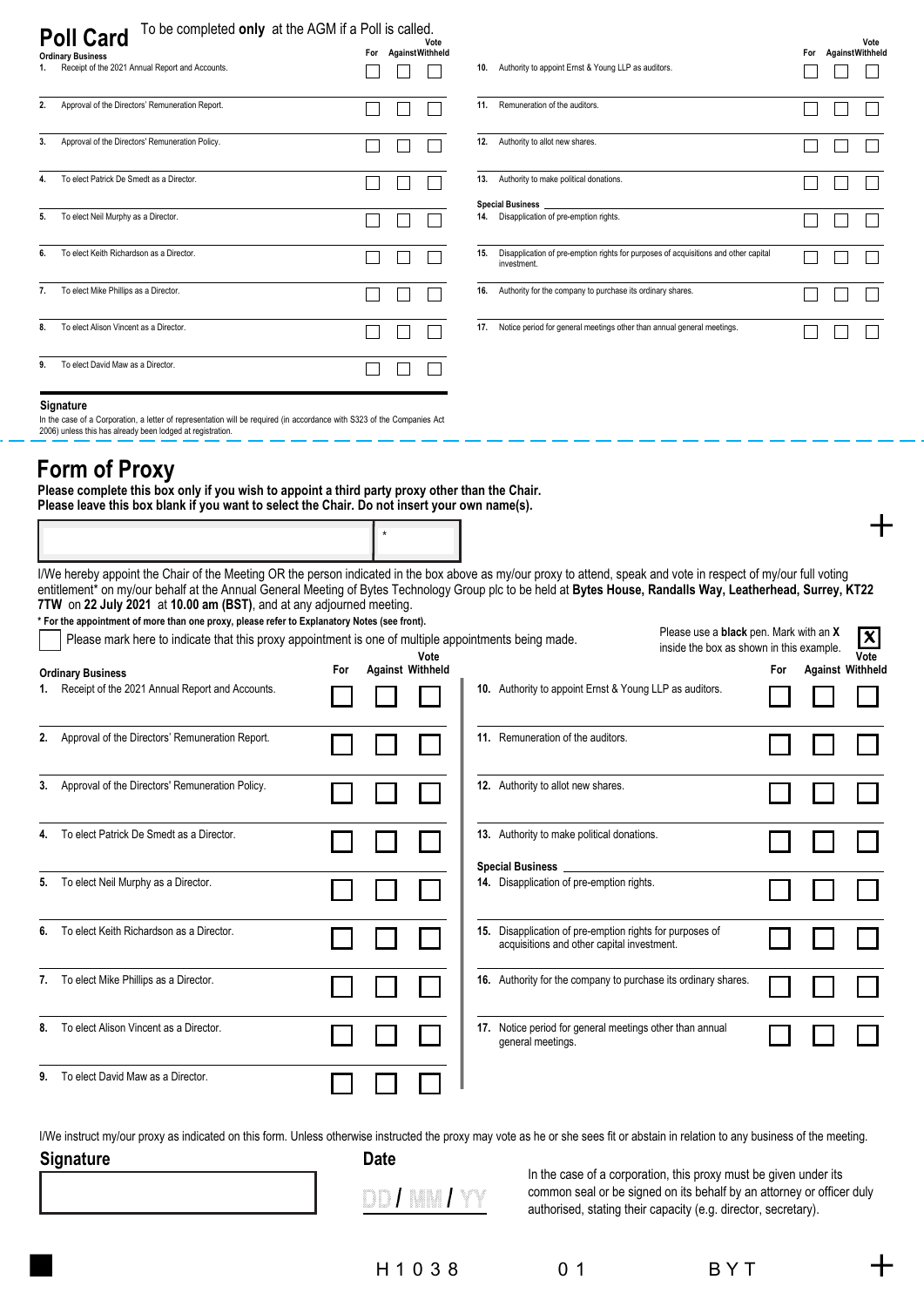# Poll Card

To be completed **only** at the AGM if a Poll is called.

| Ordinary Business | For | Against | Vote Withheld |
|---|---|---|---|
| 1. Receipt of the 2021 Annual Report and Accounts. | ☐ | ☐ | ☐ |
| 2. Approval of the Directors' Remuneration Report. | ☐ | ☐ | ☐ |
| 3. Approval of the Directors' Remuneration Policy. | ☐ | ☐ | ☐ |
| 4. To elect Patrick De Smedt as a Director. | ☐ | ☐ | ☐ |
| 5. To elect Neil Murphy as a Director. | ☐ | ☐ | ☐ |
| 6. To elect Keith Richardson as a Director. | ☐ | ☐ | ☐ |
| 7. To elect Mike Phillips as a Director. | ☐ | ☐ | ☐ |
| 8. To elect Alison Vincent as a Director. | ☐ | ☐ | ☐ |
| 9. To elect David Maw as a Director. | ☐ | ☐ | ☐ |
| 10. Authority to appoint Ernst & Young LLP as auditors. | ☐ | ☐ | ☐ |
| 11. Remuneration of the auditors. | ☐ | ☐ | ☐ |
| 12. Authority to allot new shares. | ☐ | ☐ | ☐ |
| 13. Authority to make political donations. | ☐ | ☐ | ☐ |
| **Special Business** | | | |
| 14. Disapplication of pre-emption rights. | ☐ | ☐ | ☐ |
| 15. Disapplication of pre-emption rights for purposes of acquisitions and other capital investment. | ☐ | ☐ | ☐ |
| 16. Authority for the company to purchase its ordinary shares. | ☐ | ☐ | ☐ |
| 17. Notice period for general meetings other than annual general meetings. | ☐ | ☐ | ☐ |

**Signature**

In the case of a Corporation, a letter of representation will be required (in accordance with S323 of the Companies Act 2006) unless this has already been lodged at registration.

# Form of Proxy

**Please complete this box only if you wish to appoint a third party proxy other than the Chair.**
**Please leave this box blank if you want to select the Chair. Do not insert your own name(s).**

| | * |
|---|---|

I/We hereby appoint the Chair of the Meeting OR the person indicated in the box above as my/our proxy to attend, speak and vote in respect of my/our full voting entitlement* on my/our behalf at the Annual General Meeting of Bytes Technology Group plc to be held at **Bytes House, Randalls Way, Leatherhead, Surrey, KT22 7TW** on **22 July 2021** at **10.00 am (BST)**, and at any adjourned meeting.

**\* For the appointment of more than one proxy, please refer to Explanatory Notes (see front).**

☐ Please mark here to indicate that this proxy appointment is one of multiple appointments being made.

Please use a **black** pen. Mark with an **X** inside the box as shown in this example. ☒

| Ordinary Business | For | Against | Vote Withheld |
|---|---|---|---|
| 1. Receipt of the 2021 Annual Report and Accounts. | ☐ | ☐ | ☐ |
| 2. Approval of the Directors' Remuneration Report. | ☐ | ☐ | ☐ |
| 3. Approval of the Directors' Remuneration Policy. | ☐ | ☐ | ☐ |
| 4. To elect Patrick De Smedt as a Director. | ☐ | ☐ | ☐ |
| 5. To elect Neil Murphy as a Director. | ☐ | ☐ | ☐ |
| 6. To elect Keith Richardson as a Director. | ☐ | ☐ | ☐ |
| 7. To elect Mike Phillips as a Director. | ☐ | ☐ | ☐ |
| 8. To elect Alison Vincent as a Director. | ☐ | ☐ | ☐ |
| 9. To elect David Maw as a Director. | ☐ | ☐ | ☐ |
| 10. Authority to appoint Ernst & Young LLP as auditors. | ☐ | ☐ | ☐ |
| 11. Remuneration of the auditors. | ☐ | ☐ | ☐ |
| 12. Authority to allot new shares. | ☐ | ☐ | ☐ |
| 13. Authority to make political donations. | ☐ | ☐ | ☐ |
| **Special Business** | | | |
| 14. Disapplication of pre-emption rights. | ☐ | ☐ | ☐ |
| 15. Disapplication of pre-emption rights for purposes of acquisitions and other capital investment. | ☐ | ☐ | ☐ |
| 16. Authority for the company to purchase its ordinary shares. | ☐ | ☐ | ☐ |
| 17. Notice period for general meetings other than annual general meetings. | ☐ | ☐ | ☐ |

I/We instruct my/our proxy as indicated on this form. Unless otherwise instructed the proxy may vote as he or she sees fit or abstain in relation to any business of the meeting.

**Signature**

**Date**

DD / MM / YY

In the case of a corporation, this proxy must be given under its common seal or be signed on its behalf by an attorney or officer duly authorised, stating their capacity (e.g. director, secretary).

H1038 01 BYT